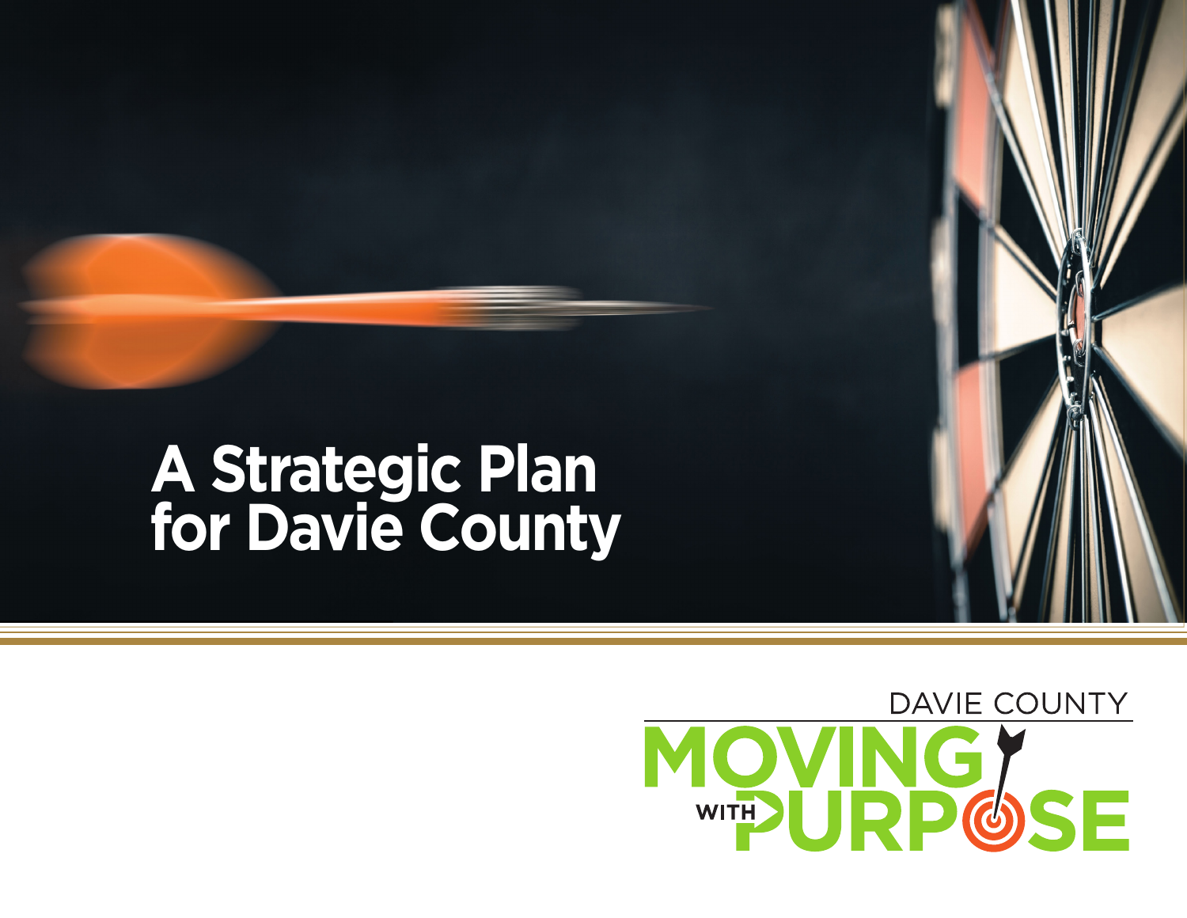# A Strategic Plan for Davie County

DAVIE COUNTY

MOVING WITH PURPOSE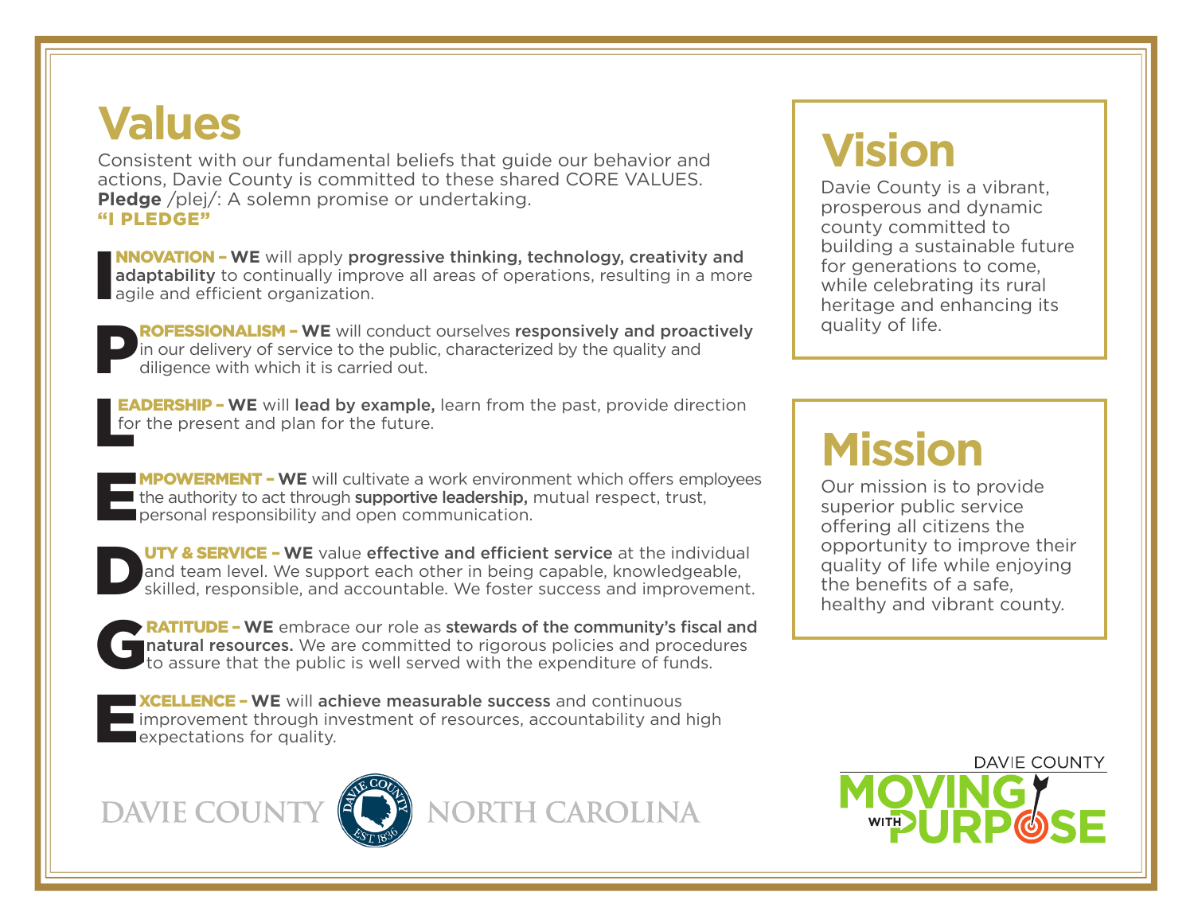# Values

Consistent with our fundamental beliefs that guide our behavior and actions, Davie County is committed to these shared CORE VALUES.

**Pledge** /plej/: A solemn promise or undertaking.

**"I PLEDGE"**

**INNOVATION – WE** will apply **progressive thinking, technology, creativity and adaptability** to continually improve all areas of operations, resulting in a more agile and efficient organization.

**PROFESSIONALISM – WE** will conduct ourselves **responsively and proactively** in our delivery of service to the public, characterized by the quality and diligence with which it is carried out.

**LEADERSHIP – WE** will **lead by example,** learn from the past, provide direction for the present and plan for the future.

**EMPOWERMENT – WE** will cultivate a work environment which offers employees the authority to act through **supportive leadership,** mutual respect, trust, personal responsibility and open communication.

**DUTY & SERVICE – WE** value **effective and efficient service** at the individual and team level. We support each other in being capable, knowledgeable, skilled, responsible, and accountable. We foster success and improvement.

**GRATITUDE – WE** embrace our role as **stewards of the community's fiscal and natural resources.** We are committed to rigorous policies and procedures to assure that the public is well served with the expenditure of funds.

**EXCELLENCE – WE** will **achieve measurable success** and continuous improvement through investment of resources, accountability and high expectations for quality.

# Vision

Davie County is a vibrant, prosperous and dynamic county committed to building a sustainable future for generations to come, while celebrating its rural heritage and enhancing its quality of life.

# Mission

Our mission is to provide superior public service offering all citizens the opportunity to improve their quality of life while enjoying the benefits of a safe, healthy and vibrant county.

DAVIE COUNTY — DAVIE COUNTY EST. 1836 — NORTH CAROLINA

DAVIE COUNTY MOVING WITH PURPOSE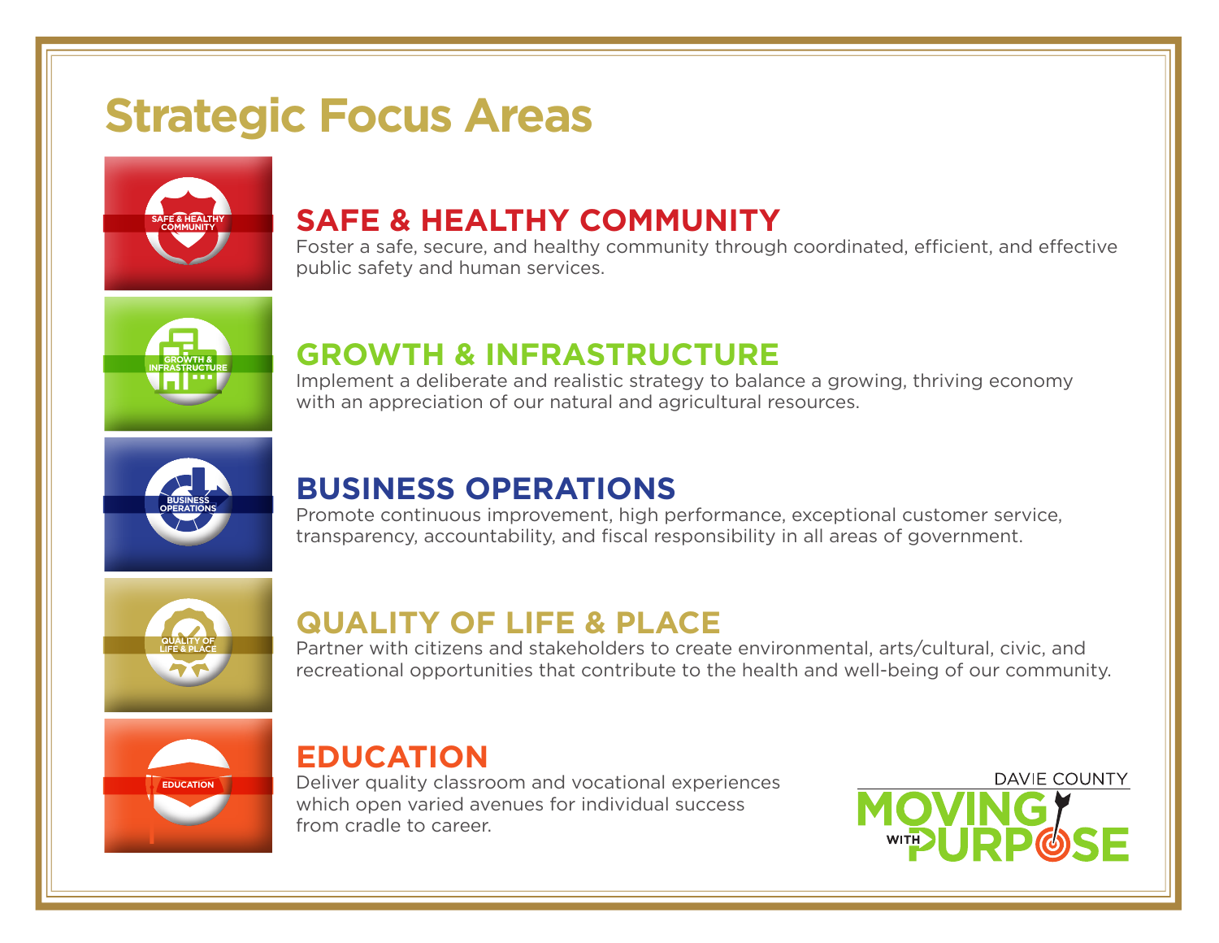# Strategic Focus Areas

## SAFE & HEALTHY COMMUNITY

Foster a safe, secure, and healthy community through coordinated, efficient, and effective public safety and human services.

## GROWTH & INFRASTRUCTURE

Implement a deliberate and realistic strategy to balance a growing, thriving economy with an appreciation of our natural and agricultural resources.

## BUSINESS OPERATIONS

Promote continuous improvement, high performance, exceptional customer service, transparency, accountability, and fiscal responsibility in all areas of government.

## QUALITY OF LIFE & PLACE

Partner with citizens and stakeholders to create environmental, arts/cultural, civic, and recreational opportunities that contribute to the health and well-being of our community.

## EDUCATION

Deliver quality classroom and vocational experiences which open varied avenues for individual success from cradle to career.

DAVIE COUNTY MOVING WITH PURPOSE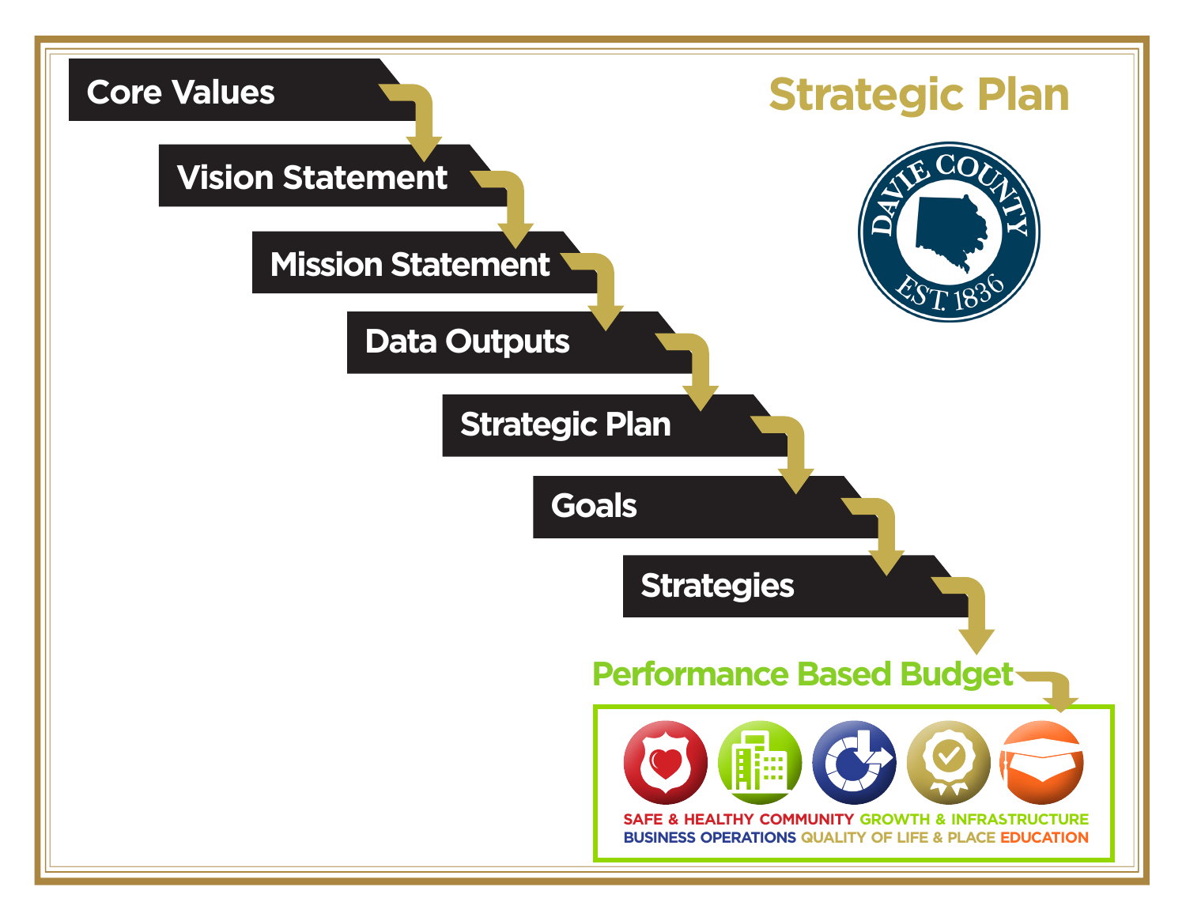# Strategic Plan

DAVIE COUNTY EST. 1836

- Core Values
- Vision Statement
- Mission Statement
- Data Outputs
- Strategic Plan
- Goals
- Strategies

**Performance Based Budget**

SAFE & HEALTHY COMMUNITY GROWTH & INFRASTRUCTURE BUSINESS OPERATIONS QUALITY OF LIFE & PLACE EDUCATION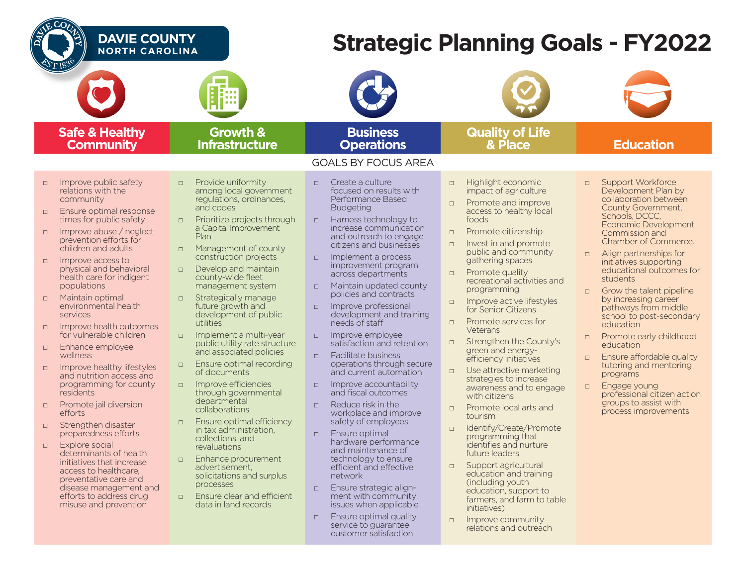**DAVIE COUNTY**
**NORTH CAROLINA**

# Strategic Planning Goals - FY2022

GOALS BY FOCUS AREA

## Safe & Healthy Community

- Improve public safety relations with the community
- Ensure optimal response times for public safety
- Improve abuse / neglect prevention efforts for children and adults
- Improve access to physical and behavioral health care for indigent populations
- Maintain optimal environmental health services
- Improve health outcomes for vulnerable children
- Enhance employee wellness
- Improve healthy lifestyles and nutrition access and programming for county residents
- Promote jail diversion efforts
- Strengthen disaster preparedness efforts
- Explore social determinants of health initiatives that increase access to healthcare, preventative care and disease management and efforts to address drug misuse and prevention

## Growth & Infrastructure

- Provide uniformity among local government regulations, ordinances, and codes
- Prioritize projects through a Capital Improvement Plan
- Management of county construction projects
- Develop and maintain county-wide fleet management system
- Strategically manage future growth and development of public utilities
- Implement a multi-year public utility rate structure and associated policies
- Ensure optimal recording of documents
- Improve efficiencies through governmental departmental collaborations
- Ensure optimal efficiency in tax administration, collections, and revaluations
- Enhance procurement advertisement, solicitations and surplus processes
- Ensure clear and efficient data in land records

## Business Operations

- Create a culture focused on results with Performance Based Budgeting
- Harness technology to increase communication and outreach to engage citizens and businesses
- Implement a process improvement program across departments
- Maintain updated county policies and contracts
- Improve professional development and training needs of staff
- Improve employee satisfaction and retention
- Facilitate business operations through secure and current automation
- Improve accountability and fiscal outcomes
- Reduce risk in the workplace and improve safety of employees
- Ensure optimal hardware performance and maintenance of technology to ensure efficient and effective network
- Ensure strategic alignment with community issues when applicable
- Ensure optimal quality service to guarantee customer satisfaction

## Quality of Life & Place

- Highlight economic impact of agriculture
- Promote and improve access to healthy local foods
- Promote citizenship
- Invest in and promote public and community gathering spaces
- Promote quality recreational activities and programming
- Improve active lifestyles for Senior Citizens
- Promote services for Veterans
- Strengthen the County's green and energy-efficiency initiatives
- Use attractive marketing strategies to increase awareness and to engage with citizens
- Promote local arts and tourism
- Identify/Create/Promote programming that identifies and nurture future leaders
- Support agricultural education and training (including youth education, support to farmers, and farm to table initiatives)
- Improve community relations and outreach

## Education

- Support Workforce Development Plan by collaboration between County Government, Schools, DCCC, Economic Development Commission and Chamber of Commerce.
- Align partnerships for initiatives supporting educational outcomes for students
- Grow the talent pipeline by increasing career pathways from middle school to post-secondary education
- Promote early childhood education
- Ensure affordable quality tutoring and mentoring programs
- Engage young professional citizen action groups to assist with process improvements